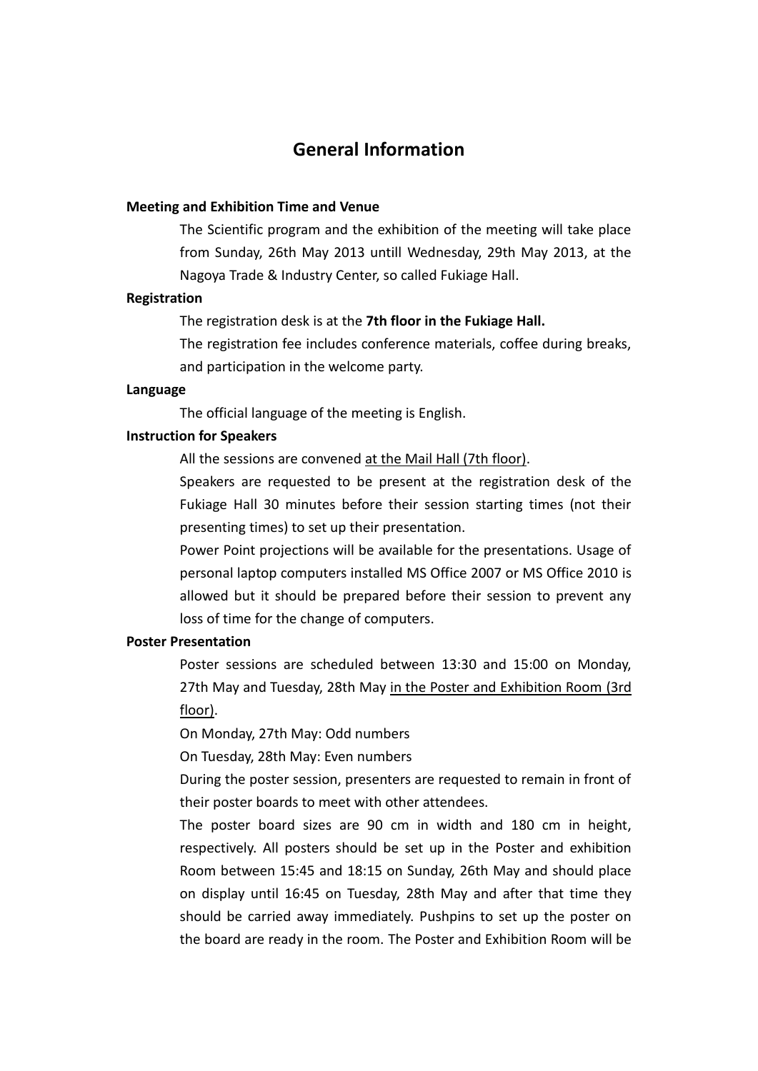# General Information

**Meeting and Exhibition Time and Venue**

The Scientific program and the exhibition of the meeting will take place from Sunday, 26th May 2013 untill Wednesday, 29th May 2013, at the Nagoya Trade & Industry Center, so called Fukiage Hall.

**Registration**

The registration desk is at the **7th floor in the Fukiage Hall.**

The registration fee includes conference materials, coffee during breaks, and participation in the welcome party.

**Language**

The official language of the meeting is English.

**Instruction for Speakers**

All the sessions are convened <u>at the Mail Hall (7th floor)</u>.

Speakers are requested to be present at the registration desk of the Fukiage Hall 30 minutes before their session starting times (not their presenting times) to set up their presentation.

Power Point projections will be available for the presentations. Usage of personal laptop computers installed MS Office 2007 or MS Office 2010 is allowed but it should be prepared before their session to prevent any loss of time for the change of computers.

**Poster Presentation**

Poster sessions are scheduled between 13:30 and 15:00 on Monday, 27th May and Tuesday, 28th May <u>in the Poster and Exhibition Room (3rd floor)</u>.

On Monday, 27th May: Odd numbers

On Tuesday, 28th May: Even numbers

During the poster session, presenters are requested to remain in front of their poster boards to meet with other attendees.

The poster board sizes are 90 cm in width and 180 cm in height, respectively. All posters should be set up in the Poster and exhibition Room between 15:45 and 18:15 on Sunday, 26th May and should place on display until 16:45 on Tuesday, 28th May and after that time they should be carried away immediately. Pushpins to set up the poster on the board are ready in the room. The Poster and Exhibition Room will be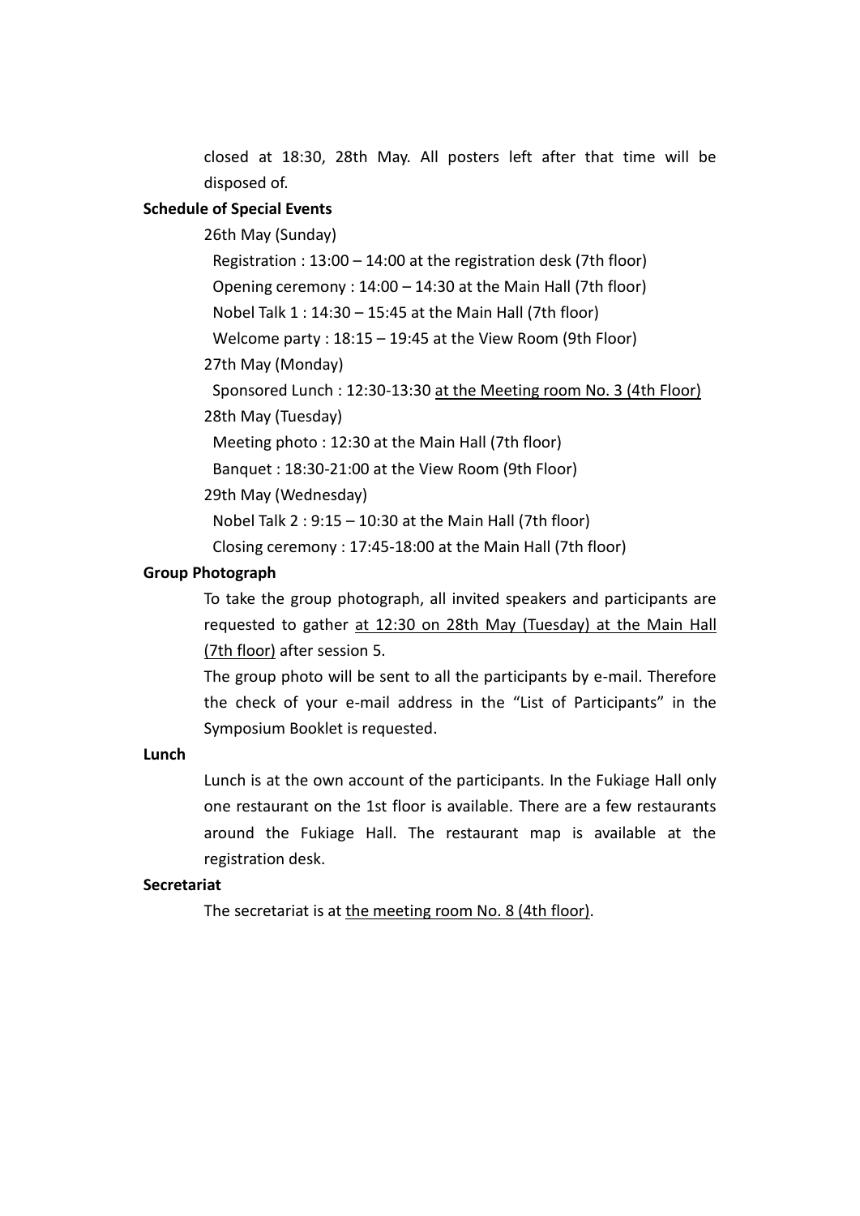closed at 18:30, 28th May. All posters left after that time will be disposed of.

**Schedule of Special Events**

26th May (Sunday)

Registration : 13:00 – 14:00 at the registration desk (7th floor)

Opening ceremony : 14:00 – 14:30 at the Main Hall (7th floor)

Nobel Talk 1 : 14:30 – 15:45 at the Main Hall (7th floor)

Welcome party : 18:15 – 19:45 at the View Room (9th Floor)

27th May (Monday)

Sponsored Lunch : 12:30-13:30 at the Meeting room No. 3 (4th Floor)

28th May (Tuesday)

Meeting photo : 12:30 at the Main Hall (7th floor)

Banquet : 18:30-21:00 at the View Room (9th Floor)

29th May (Wednesday)

Nobel Talk 2 : 9:15 – 10:30 at the Main Hall (7th floor)

Closing ceremony : 17:45-18:00 at the Main Hall (7th floor)

**Group Photograph**

To take the group photograph, all invited speakers and participants are requested to gather at 12:30 on 28th May (Tuesday) at the Main Hall (7th floor) after session 5.

The group photo will be sent to all the participants by e-mail. Therefore the check of your e-mail address in the “List of Participants” in the Symposium Booklet is requested.

**Lunch**

Lunch is at the own account of the participants. In the Fukiage Hall only one restaurant on the 1st floor is available. There are a few restaurants around the Fukiage Hall. The restaurant map is available at the registration desk.

**Secretariat**

The secretariat is at the meeting room No. 8 (4th floor).